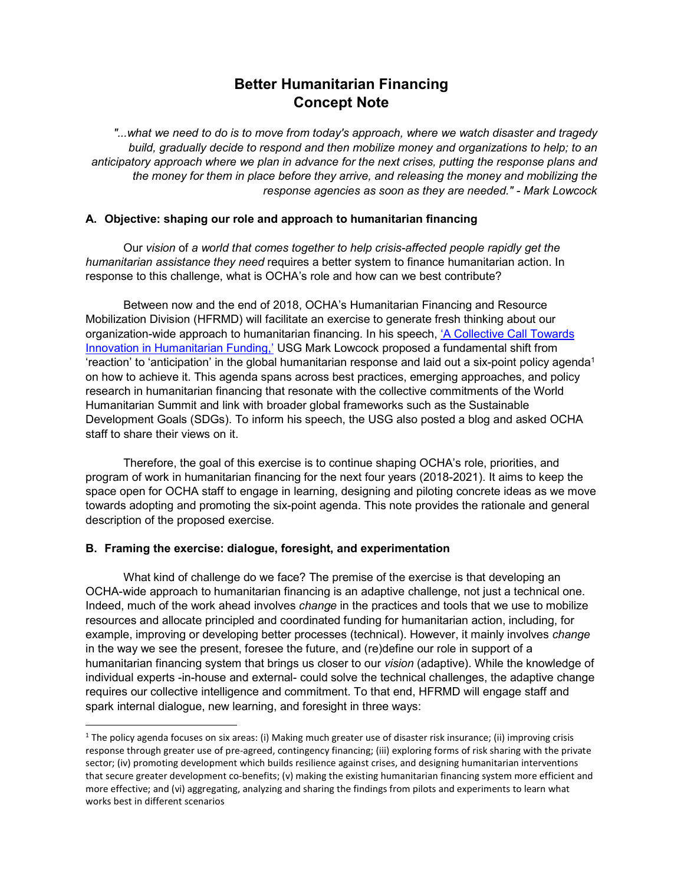# Better Humanitarian Financing
# Concept Note

*"...what we need to do is to move from today's approach, where we watch disaster and tragedy build, gradually decide to respond and then mobilize money and organizations to help; to an anticipatory approach where we plan in advance for the next crises, putting the response plans and the money for them in place before they arrive, and releasing the money and mobilizing the response agencies as soon as they are needed." - Mark Lowcock*

### A. Objective: shaping our role and approach to humanitarian financing

Our *vision* of *a world that comes together to help crisis-affected people rapidly get the humanitarian assistance they need* requires a better system to finance humanitarian action. In response to this challenge, what is OCHA's role and how can we best contribute?

Between now and the end of 2018, OCHA's Humanitarian Financing and Resource Mobilization Division (HFRMD) will facilitate an exercise to generate fresh thinking about our organization-wide approach to humanitarian financing. In his speech, 'A Collective Call Towards Innovation in Humanitarian Funding,' USG Mark Lowcock proposed a fundamental shift from 'reaction' to 'anticipation' in the global humanitarian response and laid out a six-point policy agenda[1] on how to achieve it. This agenda spans across best practices, emerging approaches, and policy research in humanitarian financing that resonate with the collective commitments of the World Humanitarian Summit and link with broader global frameworks such as the Sustainable Development Goals (SDGs). To inform his speech, the USG also posted a blog and asked OCHA staff to share their views on it.

Therefore, the goal of this exercise is to continue shaping OCHA's role, priorities, and program of work in humanitarian financing for the next four years (2018-2021). It aims to keep the space open for OCHA staff to engage in learning, designing and piloting concrete ideas as we move towards adopting and promoting the six-point agenda. This note provides the rationale and general description of the proposed exercise.

### B. Framing the exercise: dialogue, foresight, and experimentation

What kind of challenge do we face? The premise of the exercise is that developing an OCHA-wide approach to humanitarian financing is an adaptive challenge, not just a technical one. Indeed, much of the work ahead involves *change* in the practices and tools that we use to mobilize resources and allocate principled and coordinated funding for humanitarian action, including, for example, improving or developing better processes (technical). However, it mainly involves *change* in the way we see the present, foresee the future, and (re)define our role in support of a humanitarian financing system that brings us closer to our *vision* (adaptive). While the knowledge of individual experts -in-house and external- could solve the technical challenges, the adaptive change requires our collective intelligence and commitment. To that end, HFRMD will engage staff and spark internal dialogue, new learning, and foresight in three ways:

---

[1] The policy agenda focuses on six areas: (i) Making much greater use of disaster risk insurance; (ii) improving crisis response through greater use of pre-agreed, contingency financing; (iii) exploring forms of risk sharing with the private sector; (iv) promoting development which builds resilience against crises, and designing humanitarian interventions that secure greater development co-benefits; (v) making the existing humanitarian financing system more efficient and more effective; and (vi) aggregating, analyzing and sharing the findings from pilots and experiments to learn what works best in different scenarios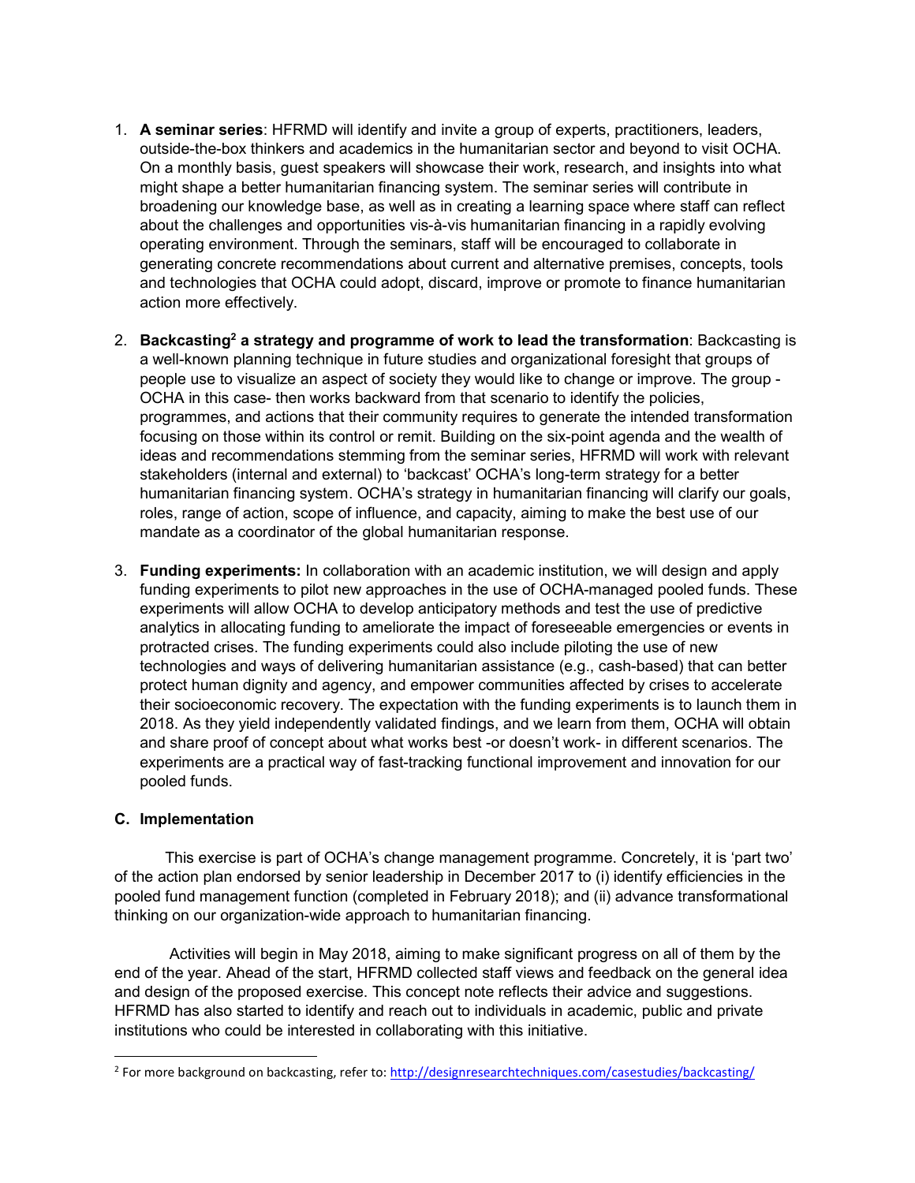1. **A seminar series**: HFRMD will identify and invite a group of experts, practitioners, leaders, outside-the-box thinkers and academics in the humanitarian sector and beyond to visit OCHA. On a monthly basis, guest speakers will showcase their work, research, and insights into what might shape a better humanitarian financing system. The seminar series will contribute in broadening our knowledge base, as well as in creating a learning space where staff can reflect about the challenges and opportunities vis-à-vis humanitarian financing in a rapidly evolving operating environment. Through the seminars, staff will be encouraged to collaborate in generating concrete recommendations about current and alternative premises, concepts, tools and technologies that OCHA could adopt, discard, improve or promote to finance humanitarian action more effectively.

2. **Backcasting[2] a strategy and programme of work to lead the transformation**: Backcasting is a well-known planning technique in future studies and organizational foresight that groups of people use to visualize an aspect of society they would like to change or improve. The group - OCHA in this case- then works backward from that scenario to identify the policies, programmes, and actions that their community requires to generate the intended transformation focusing on those within its control or remit. Building on the six-point agenda and the wealth of ideas and recommendations stemming from the seminar series, HFRMD will work with relevant stakeholders (internal and external) to 'backcast' OCHA's long-term strategy for a better humanitarian financing system. OCHA's strategy in humanitarian financing will clarify our goals, roles, range of action, scope of influence, and capacity, aiming to make the best use of our mandate as a coordinator of the global humanitarian response.

3. **Funding experiments:** In collaboration with an academic institution, we will design and apply funding experiments to pilot new approaches in the use of OCHA-managed pooled funds. These experiments will allow OCHA to develop anticipatory methods and test the use of predictive analytics in allocating funding to ameliorate the impact of foreseeable emergencies or events in protracted crises. The funding experiments could also include piloting the use of new technologies and ways of delivering humanitarian assistance (e.g., cash-based) that can better protect human dignity and agency, and empower communities affected by crises to accelerate their socioeconomic recovery. The expectation with the funding experiments is to launch them in 2018. As they yield independently validated findings, and we learn from them, OCHA will obtain and share proof of concept about what works best -or doesn't work- in different scenarios. The experiments are a practical way of fast-tracking functional improvement and innovation for our pooled funds.

### C. Implementation

This exercise is part of OCHA's change management programme. Concretely, it is 'part two' of the action plan endorsed by senior leadership in December 2017 to (i) identify efficiencies in the pooled fund management function (completed in February 2018); and (ii) advance transformational thinking on our organization-wide approach to humanitarian financing.

Activities will begin in May 2018, aiming to make significant progress on all of them by the end of the year. Ahead of the start, HFRMD collected staff views and feedback on the general idea and design of the proposed exercise. This concept note reflects their advice and suggestions. HFRMD has also started to identify and reach out to individuals in academic, public and private institutions who could be interested in collaborating with this initiative.

---

[2] For more background on backcasting, refer to: http://designresearchtechniques.com/casestudies/backcasting/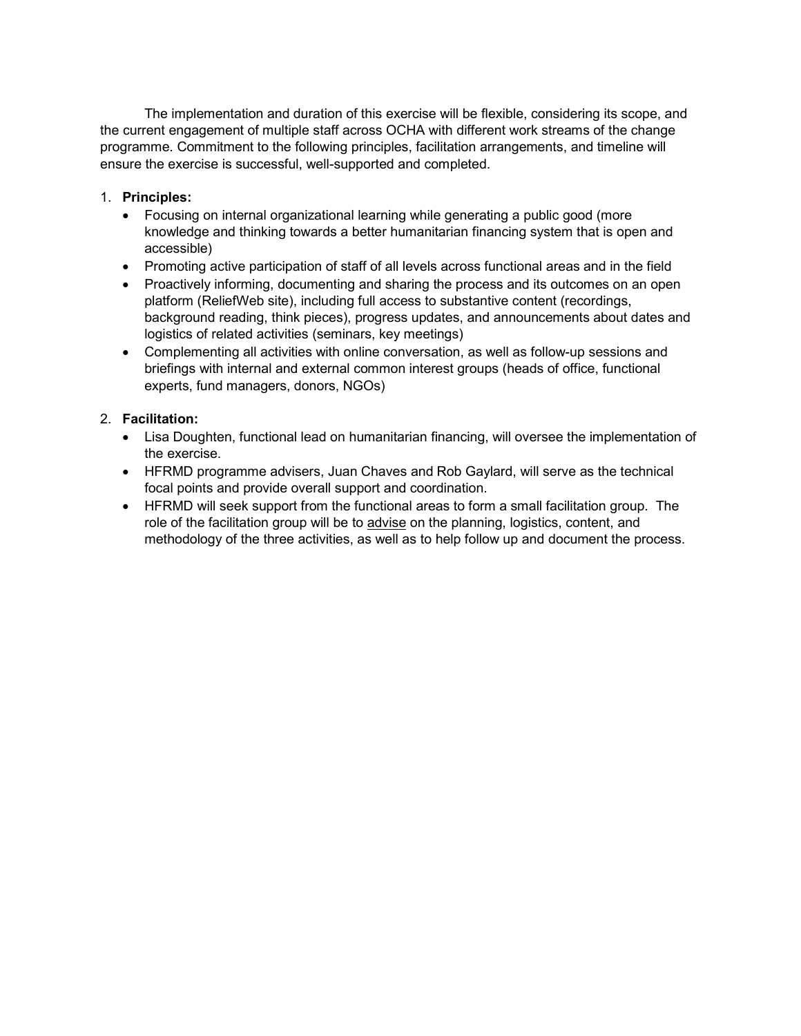The implementation and duration of this exercise will be flexible, considering its scope, and the current engagement of multiple staff across OCHA with different work streams of the change programme. Commitment to the following principles, facilitation arrangements, and timeline will ensure the exercise is successful, well-supported and completed.

1. **Principles:**
   - Focusing on internal organizational learning while generating a public good (more knowledge and thinking towards a better humanitarian financing system that is open and accessible)
   - Promoting active participation of staff of all levels across functional areas and in the field
   - Proactively informing, documenting and sharing the process and its outcomes on an open platform (ReliefWeb site), including full access to substantive content (recordings, background reading, think pieces), progress updates, and announcements about dates and logistics of related activities (seminars, key meetings)
   - Complementing all activities with online conversation, as well as follow-up sessions and briefings with internal and external common interest groups (heads of office, functional experts, fund managers, donors, NGOs)

2. **Facilitation:**
   - Lisa Doughten, functional lead on humanitarian financing, will oversee the implementation of the exercise.
   - HFRMD programme advisers, Juan Chaves and Rob Gaylard, will serve as the technical focal points and provide overall support and coordination.
   - HFRMD will seek support from the functional areas to form a small facilitation group. The role of the facilitation group will be to advise on the planning, logistics, content, and methodology of the three activities, as well as to help follow up and document the process.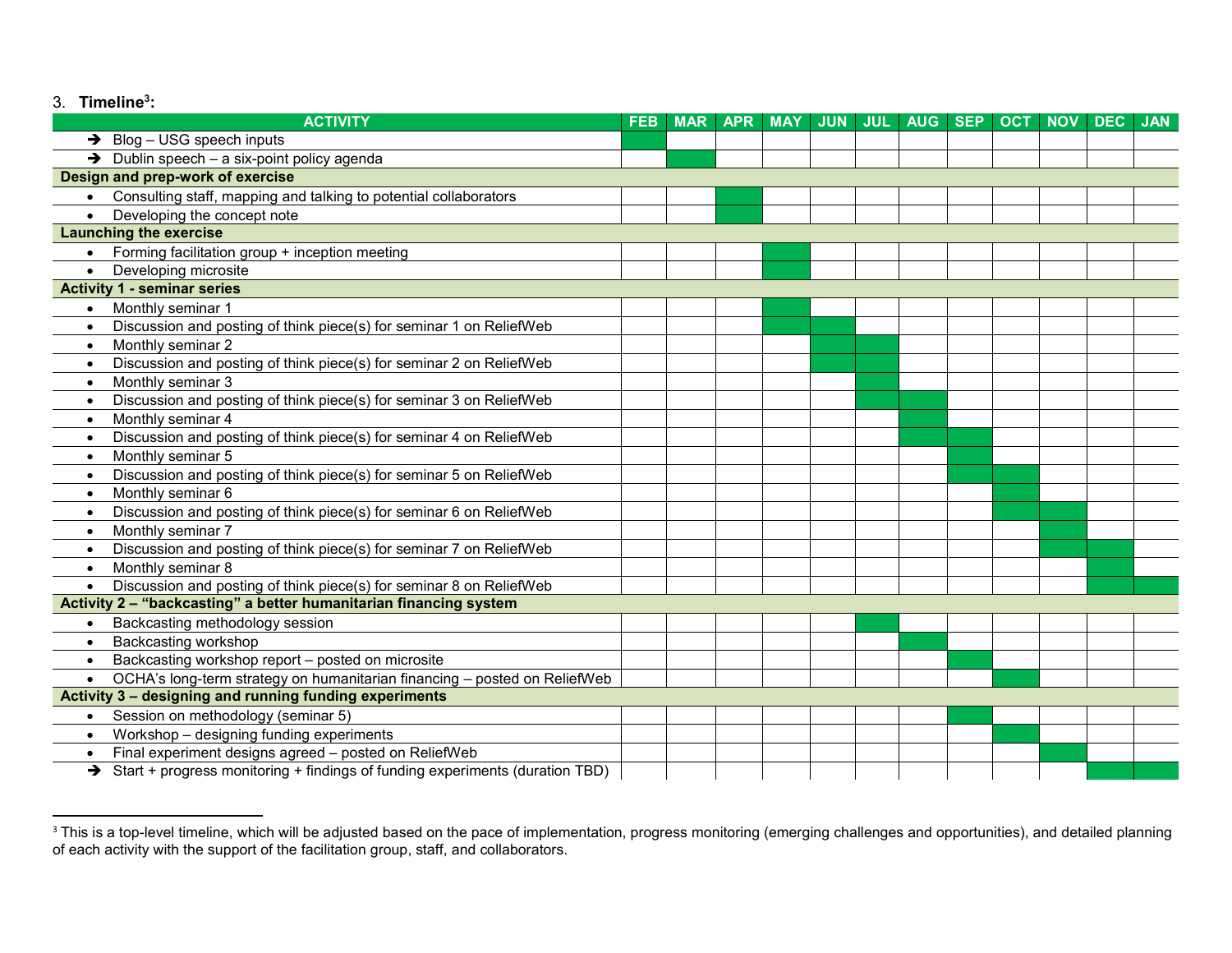3. **Timeline**[3]**:**

| ACTIVITY | FEB | MAR | APR | MAY | JUN | JUL | AUG | SEP | OCT | NOV | DEC | JAN |
|---|---|---|---|---|---|---|---|---|---|---|---|---|
| ➔ Blog – USG speech inputs | ■ | | | | | | | | | | | |
| ➔ Dublin speech – a six-point policy agenda | | ■ | | | | | | | | | | |
| **Design and prep-work of exercise** | | | | | | | | | | | | |
| • Consulting staff, mapping and talking to potential collaborators | | | ■ | | | | | | | | | |
| • Developing the concept note | | | ■ | | | | | | | | | |
| **Launching the exercise** | | | | | | | | | | | | |
| • Forming facilitation group + inception meeting | | | | ■ | | | | | | | | |
| • Developing microsite | | | | ■ | | | | | | | | |
| **Activity 1 - seminar series** | | | | | | | | | | | | |
| • Monthly seminar 1 | | | | ■ | | | | | | | | |
| • Discussion and posting of think piece(s) for seminar 1 on ReliefWeb | | | | ■ | ■ | | | | | | | |
| • Monthly seminar 2 | | | | | ■ | ■ | | | | | | |
| • Discussion and posting of think piece(s) for seminar 2 on ReliefWeb | | | | | ■ | ■ | | | | | | |
| • Monthly seminar 3 | | | | | | ■ | | | | | | |
| • Discussion and posting of think piece(s) for seminar 3 on ReliefWeb | | | | | | ■ | ■ | | | | | |
| • Monthly seminar 4 | | | | | | | ■ | | | | | |
| • Discussion and posting of think piece(s) for seminar 4 on ReliefWeb | | | | | | | ■ | ■ | | | | |
| • Monthly seminar 5 | | | | | | | | ■ | | | | |
| • Discussion and posting of think piece(s) for seminar 5 on ReliefWeb | | | | | | | | ■ | ■ | | | |
| • Monthly seminar 6 | | | | | | | | | ■ | | | |
| • Discussion and posting of think piece(s) for seminar 6 on ReliefWeb | | | | | | | | | ■ | ■ | | |
| • Monthly seminar 7 | | | | | | | | | | ■ | | |
| • Discussion and posting of think piece(s) for seminar 7 on ReliefWeb | | | | | | | | | | ■ | ■ | |
| • Monthly seminar 8 | | | | | | | | | | | ■ | |
| • Discussion and posting of think piece(s) for seminar 8 on ReliefWeb | | | | | | | | | | | ■ | ■ |
| **Activity 2 – "backcasting" a better humanitarian financing system** | | | | | | | | | | | | |
| • Backcasting methodology session | | | | | | ■ | | | | | | |
| • Backcasting workshop | | | | | | | ■ | | | | | |
| • Backcasting workshop report – posted on microsite | | | | | | | | ■ | | | | |
| • OCHA's long-term strategy on humanitarian financing – posted on ReliefWeb | | | | | | | | | ■ | | | |
| **Activity 3 – designing and running funding experiments** | | | | | | | | | | | | |
| • Session on methodology (seminar 5) | | | | | | | | ■ | | | | |
| • Workshop – designing funding experiments | | | | | | | | | ■ | | | |
| • Final experiment designs agreed – posted on ReliefWeb | | | | | | | | | | ■ | | |
| ➔ Start + progress monitoring + findings of funding experiments (duration TBD) | | | | | | | | | | | ■ | ■ |

[3] This is a top-level timeline, which will be adjusted based on the pace of implementation, progress monitoring (emerging challenges and opportunities), and detailed planning of each activity with the support of the facilitation group, staff, and collaborators.